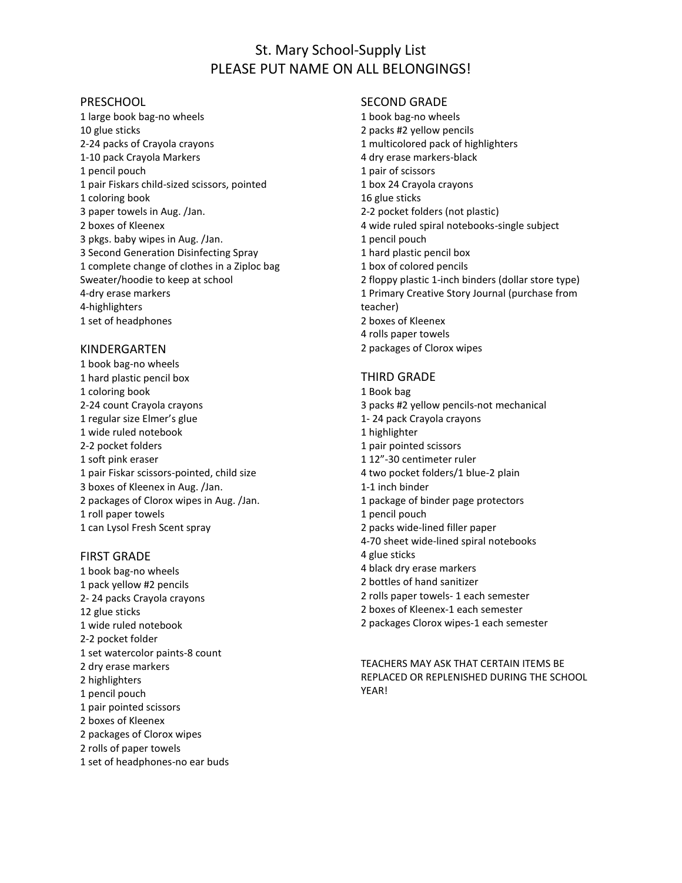# St. Mary School-Supply List
# PLEASE PUT NAME ON ALL BELONGINGS!

## PRESCHOOL

1 large book bag-no wheels
10 glue sticks
2-24 packs of Crayola crayons
1-10 pack Crayola Markers
1 pencil pouch
1 pair Fiskars child-sized scissors, pointed
1 coloring book
3 paper towels in Aug. /Jan.
2 boxes of Kleenex
3 pkgs. baby wipes in Aug. /Jan.
3 Second Generation Disinfecting Spray
1 complete change of clothes in a Ziploc bag
Sweater/hoodie to keep at school
4-dry erase markers
4-highlighters
1 set of headphones

## KINDERGARTEN

1 book bag-no wheels
1 hard plastic pencil box
1 coloring book
2-24 count Crayola crayons
1 regular size Elmer's glue
1 wide ruled notebook
2-2 pocket folders
1 soft pink eraser
1 pair Fiskar scissors-pointed, child size
3 boxes of Kleenex in Aug. /Jan.
2 packages of Clorox wipes in Aug. /Jan.
1 roll paper towels
1 can Lysol Fresh Scent spray

## FIRST GRADE

1 book bag-no wheels
1 pack yellow #2 pencils
2- 24 packs Crayola crayons
12 glue sticks
1 wide ruled notebook
2-2 pocket folder
1 set watercolor paints-8 count
2 dry erase markers
2 highlighters
1 pencil pouch
1 pair pointed scissors
2 boxes of Kleenex
2 packages of Clorox wipes
2 rolls of paper towels
1 set of headphones-no ear buds

## SECOND GRADE

1 book bag-no wheels
2 packs #2 yellow pencils
1 multicolored pack of highlighters
4 dry erase markers-black
1 pair of scissors
1 box 24 Crayola crayons
16 glue sticks
2-2 pocket folders (not plastic)
4 wide ruled spiral notebooks-single subject
1 pencil pouch
1 hard plastic pencil box
1 box of colored pencils
2 floppy plastic 1-inch binders (dollar store type)
1 Primary Creative Story Journal (purchase from teacher)
2 boxes of Kleenex
4 rolls paper towels
2 packages of Clorox wipes

## THIRD GRADE

1 Book bag
3 packs #2 yellow pencils-not mechanical
1- 24 pack Crayola crayons
1 highlighter
1 pair pointed scissors
1 12"-30 centimeter ruler
4 two pocket folders/1 blue-2 plain
1-1 inch binder
1 package of binder page protectors
1 pencil pouch
2 packs wide-lined filler paper
4-70 sheet wide-lined spiral notebooks
4 glue sticks
4 black dry erase markers
2 bottles of hand sanitizer
2 rolls paper towels- 1 each semester
2 boxes of Kleenex-1 each semester
2 packages Clorox wipes-1 each semester

TEACHERS MAY ASK THAT CERTAIN ITEMS BE REPLACED OR REPLENISHED DURING THE SCHOOL YEAR!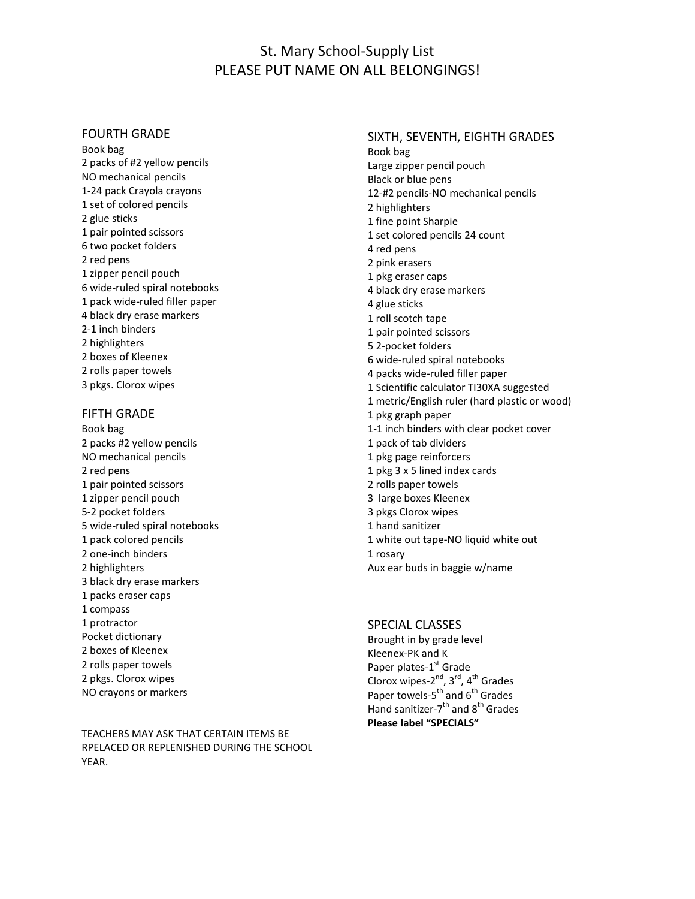# St. Mary School-Supply List
# PLEASE PUT NAME ON ALL BELONGINGS!

## FOURTH GRADE

Book bag
2 packs of #2 yellow pencils
NO mechanical pencils
1-24 pack Crayola crayons
1 set of colored pencils
2 glue sticks
1 pair pointed scissors
6 two pocket folders
2 red pens
1 zipper pencil pouch
6 wide-ruled spiral notebooks
1 pack wide-ruled filler paper
4 black dry erase markers
2-1 inch binders
2 highlighters
2 boxes of Kleenex
2 rolls paper towels
3 pkgs. Clorox wipes

## FIFTH GRADE

Book bag
2 packs #2 yellow pencils
NO mechanical pencils
2 red pens
1 pair pointed scissors
1 zipper pencil pouch
5-2 pocket folders
5 wide-ruled spiral notebooks
1 pack colored pencils
2 one-inch binders
2 highlighters
3 black dry erase markers
1 packs eraser caps
1 compass
1 protractor
Pocket dictionary
2 boxes of Kleenex
2 rolls paper towels
2 pkgs. Clorox wipes
NO crayons or markers

TEACHERS MAY ASK THAT CERTAIN ITEMS BE RPELACED OR REPLENISHED DURING THE SCHOOL YEAR.

## SIXTH, SEVENTH, EIGHTH GRADES

Book bag
Large zipper pencil pouch
Black or blue pens
12-#2 pencils-NO mechanical pencils
2 highlighters
1 fine point Sharpie
1 set colored pencils 24 count
4 red pens
2 pink erasers
1 pkg eraser caps
4 black dry erase markers
4 glue sticks
1 roll scotch tape
1 pair pointed scissors
5 2-pocket folders
6 wide-ruled spiral notebooks
4 packs wide-ruled filler paper
1 Scientific calculator TI30XA suggested
1 metric/English ruler (hard plastic or wood)
1 pkg graph paper
1-1 inch binders with clear pocket cover
1 pack of tab dividers
1 pkg page reinforcers
1 pkg 3 x 5 lined index cards
2 rolls paper towels
3 large boxes Kleenex
3 pkgs Clorox wipes
1 hand sanitizer
1 white out tape-NO liquid white out
1 rosary
Aux ear buds in baggie w/name

## SPECIAL CLASSES

Brought in by grade level
Kleenex-PK and K
Paper plates-1st Grade
Clorox wipes-2nd, 3rd, 4th Grades
Paper towels-5th and 6th Grades
Hand sanitizer-7th and 8th Grades
**Please label "SPECIALS"**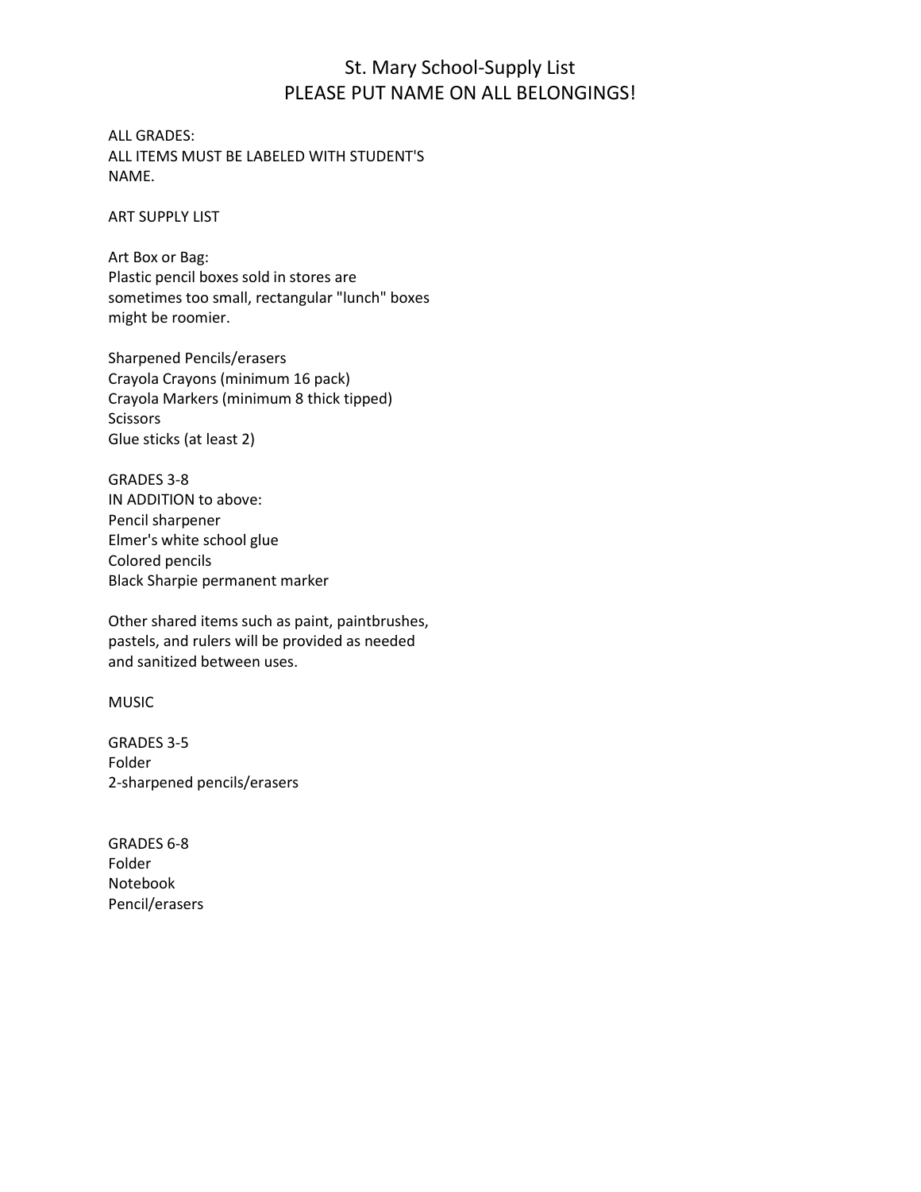# St. Mary School-Supply List
## PLEASE PUT NAME ON ALL BELONGINGS!

ALL GRADES:
ALL ITEMS MUST BE LABELED WITH STUDENT'S NAME.

ART SUPPLY LIST

Art Box or Bag:
Plastic pencil boxes sold in stores are sometimes too small, rectangular "lunch" boxes might be roomier.

Sharpened Pencils/erasers
Crayola Crayons (minimum 16 pack)
Crayola Markers (minimum 8 thick tipped)
Scissors
Glue sticks (at least 2)

GRADES 3-8
IN ADDITION to above:
Pencil sharpener
Elmer's white school glue
Colored pencils
Black Sharpie permanent marker

Other shared items such as paint, paintbrushes, pastels, and rulers will be provided as needed and sanitized between uses.

MUSIC

GRADES 3-5
Folder
2-sharpened pencils/erasers

GRADES 6-8
Folder
Notebook
Pencil/erasers